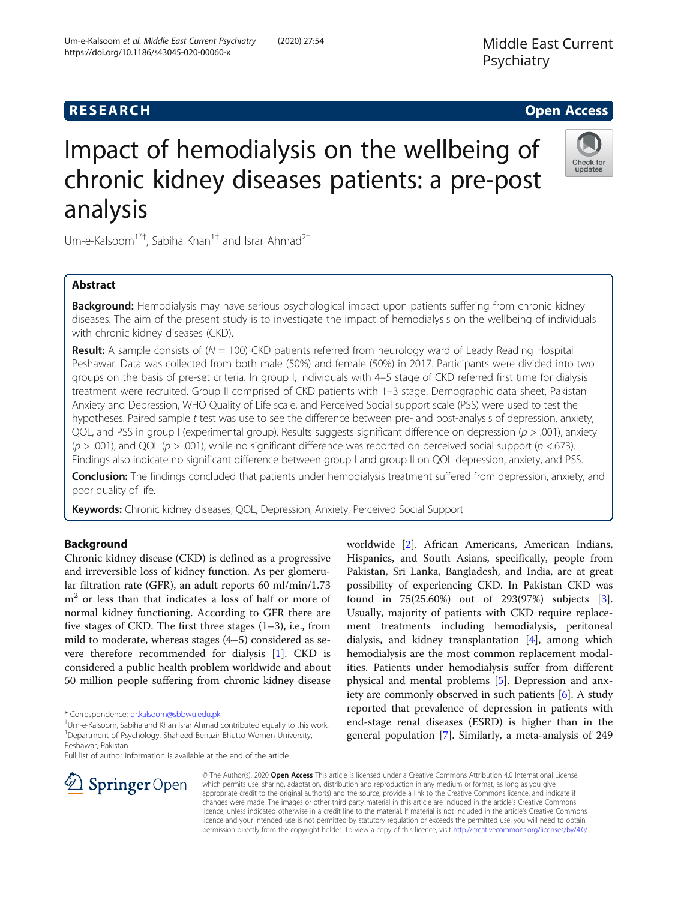**RESEARCH** **Open Access**

# Impact of hemodialysis on the wellbeing of chronic kidney diseases patients: a pre-post analysis

Um-e-Kalsoom[1*†], Sabiha Khan[1†] and Israr Ahmad[2†]

## Abstract

**Background:** Hemodialysis may have serious psychological impact upon patients suffering from chronic kidney diseases. The aim of the present study is to investigate the impact of hemodialysis on the wellbeing of individuals with chronic kidney diseases (CKD).

**Result:** A sample consists of ($N$ = 100) CKD patients referred from neurology ward of Leady Reading Hospital Peshawar. Data was collected from both male (50%) and female (50%) in 2017. Participants were divided into two groups on the basis of pre-set criteria. In group I, individuals with 4–5 stage of CKD referred first time for dialysis treatment were recruited. Group II comprised of CKD patients with 1–3 stage. Demographic data sheet, Pakistan Anxiety and Depression, WHO Quality of Life scale, and Perceived Social support scale (PSS) were used to test the hypotheses. Paired sample $t$ test was use to see the difference between pre- and post-analysis of depression, anxiety, QOL, and PSS in group I (experimental group). Results suggests significant difference on depression ($p$ > .001), anxiety ($p$ > .001), and QOL ($p$ > .001), while no significant difference was reported on perceived social support ($p$ <.673). Findings also indicate no significant difference between group I and group II on QOL depression, anxiety, and PSS.

**Conclusion:** The findings concluded that patients under hemodialysis treatment suffered from depression, anxiety, and poor quality of life.

**Keywords:** Chronic kidney diseases, QOL, Depression, Anxiety, Perceived Social Support

## Background

Chronic kidney disease (CKD) is defined as a progressive and irreversible loss of kidney function. As per glomerular filtration rate (GFR), an adult reports 60 ml/min/1.73 $m^2$ or less than that indicates a loss of half or more of normal kidney functioning. According to GFR there are five stages of CKD. The first three stages (1–3), i.e., from mild to moderate, whereas stages (4–5) considered as severe therefore recommended for dialysis [1]. CKD is considered a public health problem worldwide and about 50 million people suffering from chronic kidney disease worldwide [2]. African Americans, American Indians, Hispanics, and South Asians, specifically, people from Pakistan, Sri Lanka, Bangladesh, and India, are at great possibility of experiencing CKD. In Pakistan CKD was found in 75(25.60%) out of 293(97%) subjects [3]. Usually, majority of patients with CKD require replacement treatments including hemodialysis, peritoneal dialysis, and kidney transplantation [4], among which hemodialysis are the most common replacement modalities. Patients under hemodialysis suffer from different physical and mental problems [5]. Depression and anxiety are commonly observed in such patients [6]. A study reported that prevalence of depression in patients with end-stage renal diseases (ESRD) is higher than in the general population [7]. Similarly, a meta-analysis of 249

\* Correspondence: dr.kalsoom@sbbwu.edu.pk
†Um-e-Kalsoom, Sabiha and Khan Israr Ahmad contributed equally to this work.
[1]Department of Psychology, Shaheed Benazir Bhutto Women University, Peshawar, Pakistan
Full list of author information is available at the end of the article

© The Author(s). 2020 **Open Access** This article is licensed under a Creative Commons Attribution 4.0 International License, which permits use, sharing, adaptation, distribution and reproduction in any medium or format, as long as you give appropriate credit to the original author(s) and the source, provide a link to the Creative Commons licence, and indicate if changes were made. The images or other third party material in this article are included in the article's Creative Commons licence, unless indicated otherwise in a credit line to the material. If material is not included in the article's Creative Commons licence and your intended use is not permitted by statutory regulation or exceeds the permitted use, you will need to obtain permission directly from the copyright holder. To view a copy of this licence, visit http://creativecommons.org/licenses/by/4.0/.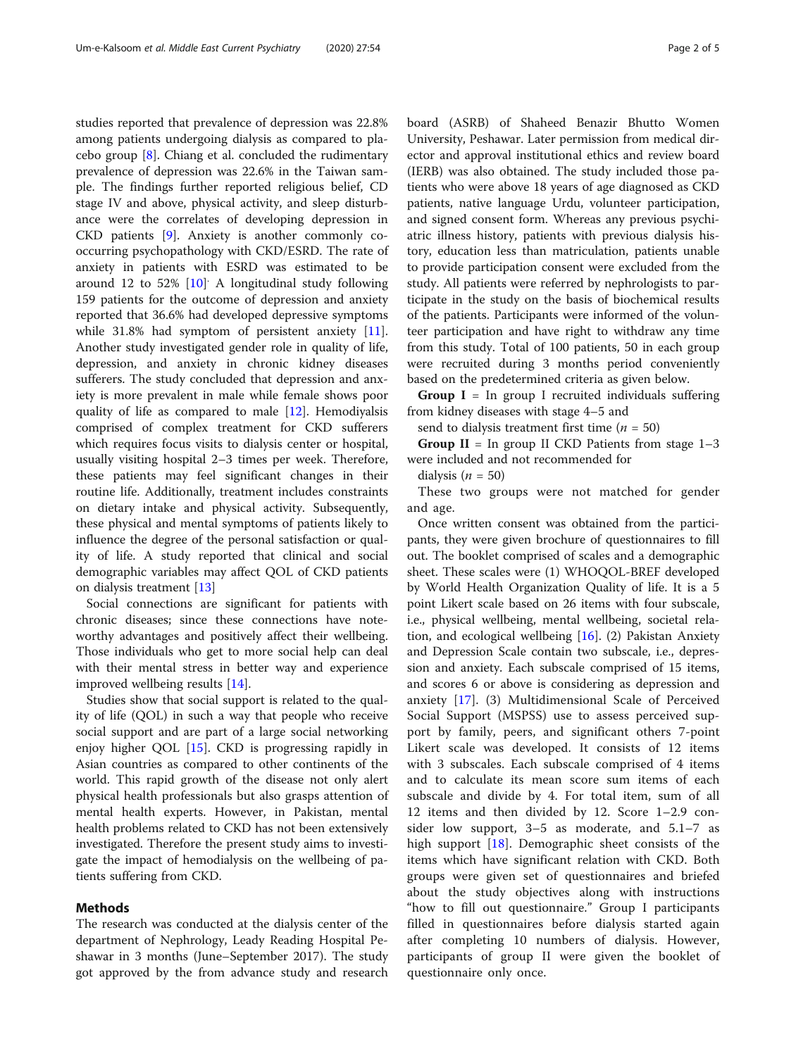studies reported that prevalence of depression was 22.8% among patients undergoing dialysis as compared to placebo group [8]. Chiang et al. concluded the rudimentary prevalence of depression was 22.6% in the Taiwan sample. The findings further reported religious belief, CD stage IV and above, physical activity, and sleep disturbance were the correlates of developing depression in CKD patients [9]. Anxiety is another commonly co-occurring psychopathology with CKD/ESRD. The rate of anxiety in patients with ESRD was estimated to be around 12 to 52% [10]. A longitudinal study following 159 patients for the outcome of depression and anxiety reported that 36.6% had developed depressive symptoms while 31.8% had symptom of persistent anxiety [11]. Another study investigated gender role in quality of life, depression, and anxiety in chronic kidney diseases sufferers. The study concluded that depression and anxiety is more prevalent in male while female shows poor quality of life as compared to male [12]. Hemodiyalsis comprised of complex treatment for CKD sufferers which requires focus visits to dialysis center or hospital, usually visiting hospital 2–3 times per week. Therefore, these patients may feel significant changes in their routine life. Additionally, treatment includes constraints on dietary intake and physical activity. Subsequently, these physical and mental symptoms of patients likely to influence the degree of the personal satisfaction or quality of life. A study reported that clinical and social demographic variables may affect QOL of CKD patients on dialysis treatment [13]

Social connections are significant for patients with chronic diseases; since these connections have noteworthy advantages and positively affect their wellbeing. Those individuals who get to more social help can deal with their mental stress in better way and experience improved wellbeing results [14].

Studies show that social support is related to the quality of life (QOL) in such a way that people who receive social support and are part of a large social networking enjoy higher QOL [15]. CKD is progressing rapidly in Asian countries as compared to other continents of the world. This rapid growth of the disease not only alert physical health professionals but also grasps attention of mental health experts. However, in Pakistan, mental health problems related to CKD has not been extensively investigated. Therefore the present study aims to investigate the impact of hemodialysis on the wellbeing of patients suffering from CKD.

## Methods

The research was conducted at the dialysis center of the department of Nephrology, Leady Reading Hospital Peshawar in 3 months (June–September 2017). The study got approved by the from advance study and research board (ASRB) of Shaheed Benazir Bhutto Women University, Peshawar. Later permission from medical director and approval institutional ethics and review board (IERB) was also obtained. The study included those patients who were above 18 years of age diagnosed as CKD patients, native language Urdu, volunteer participation, and signed consent form. Whereas any previous psychiatric illness history, patients with previous dialysis history, education less than matriculation, patients unable to provide participation consent were excluded from the study. All patients were referred by nephrologists to participate in the study on the basis of biochemical results of the patients. Participants were informed of the volunteer participation and have right to withdraw any time from this study. Total of 100 patients, 50 in each group were recruited during 3 months period conveniently based on the predetermined criteria as given below.

**Group I** = In group I recruited individuals suffering from kidney diseases with stage 4–5 and

send to dialysis treatment first time ($n$ = 50)

**Group II** = In group II CKD Patients from stage 1–3 were included and not recommended for

dialysis ($n$ = 50)

These two groups were not matched for gender and age.

Once written consent was obtained from the participants, they were given brochure of questionnaires to fill out. The booklet comprised of scales and a demographic sheet. These scales were (1) WHOQOL-BREF developed by World Health Organization Quality of life. It is a 5 point Likert scale based on 26 items with four subscale, i.e., physical wellbeing, mental wellbeing, societal relation, and ecological wellbeing [16]. (2) Pakistan Anxiety and Depression Scale contain two subscale, i.e., depression and anxiety. Each subscale comprised of 15 items, and scores 6 or above is considering as depression and anxiety [17]. (3) Multidimensional Scale of Perceived Social Support (MSPSS) use to assess perceived support by family, peers, and significant others 7-point Likert scale was developed. It consists of 12 items with 3 subscales. Each subscale comprised of 4 items and to calculate its mean score sum items of each subscale and divide by 4. For total item, sum of all 12 items and then divided by 12. Score 1–2.9 consider low support, 3–5 as moderate, and 5.1–7 as high support [18]. Demographic sheet consists of the items which have significant relation with CKD. Both groups were given set of questionnaires and briefed about the study objectives along with instructions "how to fill out questionnaire." Group I participants filled in questionnaires before dialysis started again after completing 10 numbers of dialysis. However, participants of group II were given the booklet of questionnaire only once.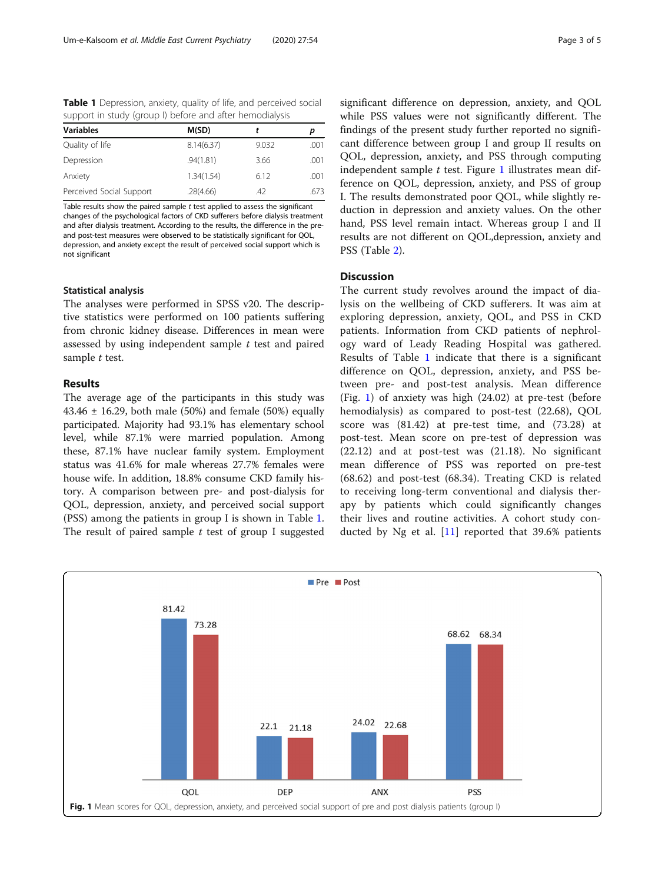**Table 1** Depression, anxiety, quality of life, and perceived social support in study (group I) before and after hemodialysis

| Variables | M(SD) | t | p |
|---|---|---|---|
| Quality of life | 8.14(6.37) | 9.032 | .001 |
| Depression | .94(1.81) | 3.66 | .001 |
| Anxiety | 1.34(1.54) | 6.12 | .001 |
| Perceived Social Support | .28(4.66) | .42 | .673 |

Table results show the paired sample *t* test applied to assess the significant changes of the psychological factors of CKD sufferers before dialysis treatment and after dialysis treatment. According to the results, the difference in the pre- and post-test measures were observed to be statistically significant for QOL, depression, and anxiety except the result of perceived social support which is not significant

### Statistical analysis

The analyses were performed in SPSS v20. The descriptive statistics were performed on 100 patients suffering from chronic kidney disease. Differences in mean were assessed by using independent sample *t* test and paired sample *t* test.

### Results

The average age of the participants in this study was 43.46 ± 16.29, both male (50%) and female (50%) equally participated. Majority had 93.1% has elementary school level, while 87.1% were married population. Among these, 87.1% have nuclear family system. Employment status was 41.6% for male whereas 27.7% females were house wife. In addition, 18.8% consume CKD family history. A comparison between pre- and post-dialysis for QOL, depression, anxiety, and perceived social support (PSS) among the patients in group I is shown in Table 1. The result of paired sample *t* test of group I suggested significant difference on depression, anxiety, and QOL while PSS values were not significantly different. The findings of the present study further reported no significant difference between group I and group II results on QOL, depression, anxiety, and PSS through computing independent sample *t* test. Figure 1 illustrates mean difference on QOL, depression, anxiety, and PSS of group I. The results demonstrated poor QOL, while slightly reduction in depression and anxiety values. On the other hand, PSS level remain intact. Whereas group I and II results are not different on QOL,depression, anxiety and PSS (Table 2).

## Discussion

The current study revolves around the impact of dialysis on the wellbeing of CKD sufferers. It was aim at exploring depression, anxiety, QOL, and PSS in CKD patients. Information from CKD patients of nephrology ward of Leady Reading Hospital was gathered. Results of Table 1 indicate that there is a significant difference on QOL, depression, anxiety, and PSS between pre- and post-test analysis. Mean difference (Fig. 1) of anxiety was high (24.02) at pre-test (before hemodialysis) as compared to post-test (22.68), QOL score was (81.42) at pre-test time, and (73.28) at post-test. Mean score on pre-test of depression was (22.12) and at post-test was (21.18). No significant mean difference of PSS was reported on pre-test (68.62) and post-test (68.34). Treating CKD is related to receiving long-term conventional and dialysis therapy by patients which could significantly changes their lives and routine activities. A cohort study conducted by Ng et al. [11] reported that 39.6% patients

**Fig. 1** Mean scores for QOL, depression, anxiety, and perceived social support of pre and post dialysis patients (group I)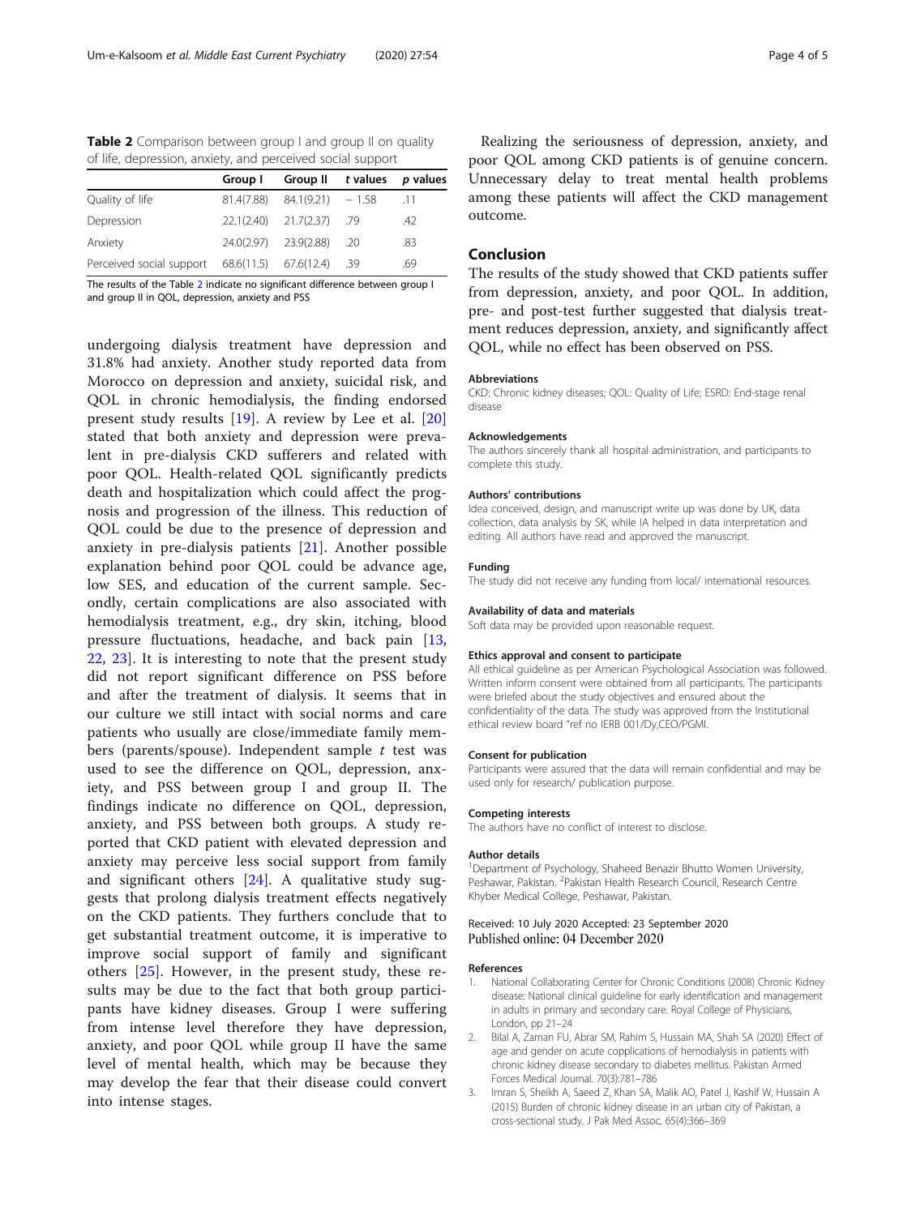**Table 2** Comparison between group I and group II on quality of life, depression, anxiety, and perceived social support

| | Group I | Group II | *t* values | *p* values |
|---|---|---|---|---|
| Quality of life | 81.4(7.88) | 84.1(9.21) | − 1.58 | .11 |
| Depression | 22.1(2.40) | 21.7(2.37) | .79 | .42 |
| Anxiety | 24.0(2.97) | 23.9(2.88) | .20 | .83 |
| Perceived social support | 68.6(11.5) | 67.6(12.4) | .39 | .69 |

The results of the Table 2 indicate no significant difference between group I and group II in QOL, depression, anxiety and PSS

undergoing dialysis treatment have depression and 31.8% had anxiety. Another study reported data from Morocco on depression and anxiety, suicidal risk, and QOL in chronic hemodialysis, the finding endorsed present study results [19]. A review by Lee et al. [20] stated that both anxiety and depression were prevalent in pre-dialysis CKD sufferers and related with poor QOL. Health-related QOL significantly predicts death and hospitalization which could affect the prognosis and progression of the illness. This reduction of QOL could be due to the presence of depression and anxiety in pre-dialysis patients [21]. Another possible explanation behind poor QOL could be advance age, low SES, and education of the current sample. Secondly, certain complications are also associated with hemodialysis treatment, e.g., dry skin, itching, blood pressure fluctuations, headache, and back pain [13, 22, 23]. It is interesting to note that the present study did not report significant difference on PSS before and after the treatment of dialysis. It seems that in our culture we still intact with social norms and care patients who usually are close/immediate family members (parents/spouse). Independent sample *t* test was used to see the difference on QOL, depression, anxiety, and PSS between group I and group II. The findings indicate no difference on QOL, depression, anxiety, and PSS between both groups. A study reported that CKD patient with elevated depression and anxiety may perceive less social support from family and significant others [24]. A qualitative study suggests that prolong dialysis treatment effects negatively on the CKD patients. They furthers conclude that to get substantial treatment outcome, it is imperative to improve social support of family and significant others [25]. However, in the present study, these results may be due to the fact that both group participants have kidney diseases. Group I were suffering from intense level therefore they have depression, anxiety, and poor QOL while group II have the same level of mental health, which may be because they may develop the fear that their disease could convert into intense stages.

Realizing the seriousness of depression, anxiety, and poor QOL among CKD patients is of genuine concern. Unnecessary delay to treat mental health problems among these patients will affect the CKD management outcome.

## Conclusion

The results of the study showed that CKD patients suffer from depression, anxiety, and poor QOL. In addition, pre- and post-test further suggested that dialysis treatment reduces depression, anxiety, and significantly affect QOL, while no effect has been observed on PSS.

#### Abbreviations

CKD: Chronic kidney diseases; QOL: Quality of Life; ESRD: End-stage renal disease

#### Acknowledgements

The authors sincerely thank all hospital administration, and participants to complete this study.

#### Authors' contributions

Idea conceived, design, and manuscript write up was done by UK, data collection, data analysis by SK, while IA helped in data interpretation and editing. All authors have read and approved the manuscript.

#### Funding

The study did not receive any funding from local/ international resources.

#### Availability of data and materials

Soft data may be provided upon reasonable request.

#### Ethics approval and consent to participate

All ethical guideline as per American Psychological Association was followed. Written inform consent were obtained from all participants. The participants were briefed about the study objectives and ensured about the confidentiality of the data. The study was approved from the Institutional ethical review board "ref no IERB 001/Dy,CEO/PGMI.

#### Consent for publication

Participants were assured that the data will remain confidential and may be used only for research/ publication purpose.

#### Competing interests

The authors have no conflict of interest to disclose.

#### Author details

[1]Department of Psychology, Shaheed Benazir Bhutto Women University, Peshawar, Pakistan. [2]Pakistan Health Research Council, Research Centre Khyber Medical College, Peshawar, Pakistan.

Received: 10 July 2020 Accepted: 23 September 2020
Published online: 04 December 2020

#### References

1. National Collaborating Center for Chronic Conditions (2008) Chronic Kidney disease: National clinical guideline for early identification and management in adults in primary and secondary care. Royal College of Physicians, London, pp 21–24
2. Bilal A, Zaman FU, Abrar SM, Rahim S, Hussain MA, Shah SA (2020) Effect of age and gender on acute copplications of hemodialysis in patients with chronic kidney disease secondary to diabetes mellitus. Pakistan Armed Forces Medical Journal. 70(3):781–786
3. Imran S, Sheikh A, Saeed Z, Khan SA, Malik AO, Patel J, Kashif W, Hussain A (2015) Burden of chronic kidney disease in an urban city of Pakistan, a cross-sectional study. J Pak Med Assoc. 65(4):366–369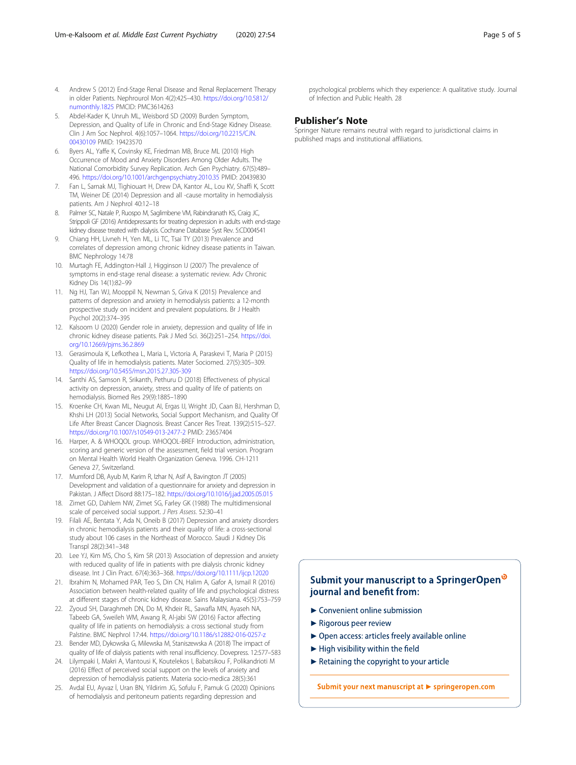4. Andrew S (2012) End-Stage Renal Disease and Renal Replacement Therapy in older Patients. Nephrourol Mon 4(2):425–430. https://doi.org/10.5812/numonthly.1825 PMCID: PMC3614263
5. Abdel-Kader K, Unruh ML, Weisbord SD (2009) Burden Symptom, Depression, and Quality of Life in Chronic and End-Stage Kidney Disease. Clin J Am Soc Nephrol. 4(6):1057–1064. https://doi.org/10.2215/CJN.00430109 PMID: 19423570
6. Byers AL, Yaffe K, Covinsky KE, Friedman MB, Bruce ML (2010) High Occurrence of Mood and Anxiety Disorders Among Older Adults. The National Comorbidity Survey Replication. Arch Gen Psychiatry. 67(5):489–496. https://doi.org/10.1001/archgenpsychiatry.2010.35 PMID: 20439830
7. Fan L, Sarnak MJ, Tighiouart H, Drew DA, Kantor AL, Lou KV, Shaffi K, Scott TM, Weiner DE (2014) Depression and all -cause mortality in hemodialysis patients. Am J Nephrol 40:12–18
8. Palmer SC, Natale P, Ruospo M, Saglimbene VM, Rabindranath KS, Craig JC, Strippoli GF (2016) Antidepressants for treating depression in adults with end-stage kidney disease treated with dialysis. Cochrane Database Syst Rev. 5:CD004541
9. Chiang HH, Livneh H, Yen ML, Li TC, Tsai TY (2013) Prevalence and correlates of depression among chronic kidney disease patients in Taiwan. BMC Nephrology 14:78
10. Murtagh FE, Addington-Hall J, Higginson IJ (2007) The prevalence of symptoms in end-stage renal disease: a systematic review. Adv Chronic Kidney Dis 14(1):82–99
11. Ng HJ, Tan WJ, Mooppil N, Newman S, Griva K (2015) Prevalence and patterns of depression and anxiety in hemodialysis patients: a 12-month prospective study on incident and prevalent populations. Br J Health Psychol 20(2):374–395
12. Kalsoom U (2020) Gender role in anxiety, depression and quality of life in chronic kidney disease patients. Pak J Med Sci. 36(2):251–254. https://doi.org/10.12669/pjms.36.2.869
13. Gerasimoula K, Lefkothea L, Maria L, Victoria A, Paraskevi T, Maria P (2015) Quality of life in hemodialysis patients. Mater Sociomed. 27(5):305–309. https://doi.org/10.5455/msn.2015.27.305-309
14. Santhi AS, Samson R, Srikanth, Pethuru D (2018) Effectiveness of physical activity on depression, anxiety, stress and quality of life of patients on hemodialysis. Biomed Res 29(9):1885–1890
15. Kroenke CH, Kwan ML, Neugut AI, Ergas IJ, Wright JD, Caan BJ, Hershman D, Khshi LH (2013) Social Networks, Social Support Mechanism, and Quality Of Life After Breast Cancer Diagnosis. Breast Cancer Res Treat. 139(2):515–527. https://doi.org/10.1007/s10549-013-2477-2 PMID: 23657404
16. Harper, A. & WHOQOL group. WHOQOL-BREF Introduction, administration, scoring and generic version of the assessment, field trial version. Program on Mental Health World Health Organization Geneva. 1996. CH-1211 Geneva 27, Switzerland.
17. Mumford DB, Ayub M, Karim R, Izhar N, Asif A, Bavington JT (2005) Development and validation of a questionnaire for anxiety and depression in Pakistan. J Affect Disord 88:175–182. https://doi.org/10.1016/j.jad.2005.05.015
18. Zimet GD, Dahlem NW, Zimet SG, Farley GK (1988) The multidimensional scale of perceived social support. *J Pers Assess.* 52:30–41
19. Filali AE, Bentata Y, Ada N, Oneib B (2017) Depression and anxiety disorders in chronic hemodialysis patients and their quality of life: a cross-sectional study about 106 cases in the Northeast of Morocco. Saudi J Kidney Dis Transpl 28(2):341–348
20. Lee YJ, Kim MS, Cho S, Kim SR (2013) Association of depression and anxiety with reduced quality of life in patients with pre dialysis chronic kidney disease. Int J Clin Pract. 67(4):363–368. https://doi.org/10.1111/ijcp.12020
21. Ibrahim N, Mohamed PAR, Teo S, Din CN, Halim A, Gafor A, Ismail R (2016) Association between health-related quality of life and psychological distress at different stages of chronic kidney disease. Sains Malaysiana. 45(5):753–759
22. Zyoud SH, Daraghmeh DN, Do M, Khdeir RL, Sawafla MN, Ayaseh NA, Tabeeb GA, Sweileh WM, Awang R, Al-jabi SW (2016) Factor affecting quality of life in patients on hemodialysis: a cross sectional study from Palstine. BMC Nephrol 17:44. https://doi.org/10.1186/s12882-016-0257-z
23. Bender MD, Dykowska G, Milewska M, Staniszewska A (2018) The impact of quality of life of dialysis patients with renal insufficiency. Dovepress. 12:577–583
24. Lilympaki I, Makri A, Vlantousi K, Koutelekos I, Babatsikou F, Polikandrioti M (2016) Effect of perceived social support on the levels of anxiety and depression of hemodialysis patients. Materia socio-medica 28(5):361
25. Avdal EU, Ayvaz İ, Uran BN, Yildirim JG, Sofulu F, Pamuk G (2020) Opinions of hemodialysis and peritoneum patients regarding depression and psychological problems which they experience: A qualitative study. Journal of Infection and Public Health. 28

## Publisher's Note

Springer Nature remains neutral with regard to jurisdictional claims in published maps and institutional affiliations.

**Submit your manuscript to a SpringerOpen journal and benefit from:**

- ► Convenient online submission
- ► Rigorous peer review
- ► Open access: articles freely available online
- ► High visibility within the field
- ► Retaining the copyright to your article

**Submit your next manuscript at ► springeropen.com**